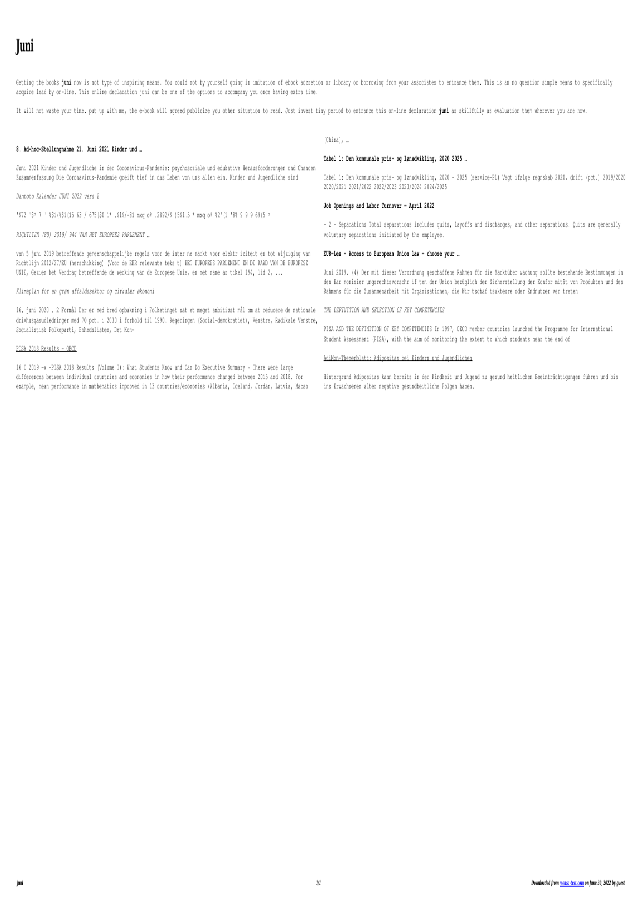# Juni

Getting the books **juni** now is not type of inspiring means. You could not by yourself going in imitation of ebook accretion or library or borrowing from your associates to entrance them. This is an no question simple means to specifically acquire lead by on-line. This online declaration juni can be one of the options to accompany you once having extra time.

It will not waste your time. put up with me, the e-book will agreed publicize you other situation to read. Just invest tiny period to entrance this on-line declaration **juni** as skillfully as evaluation them wherever you are now.

**8. Ad-hoc-Stellungnahme 21. Juni 2021 Kinder und …**

Juni 2021 Kinder und Jugendliche in der Coronavirus-Pandemie: psychosoziale und edukative Herausforderungen und Chancen Zusammenfassung Die Coronavirus-Pandemie greift tief in das Leben von uns allen ein. Kinder und Jugendliche sind

*Dantoto Kalender JUNI 2022 vers E*

'$72 '$* 7 ' %$1(%$1(15 63 / 675($0 1* .$1$/-81 mxq oº .2892/$ )5$1.5 * mxq oº %2'(1 '8% 9 9 9 69(5 *

*RICHTLIJN (EU) 2019/ 944 VAN HET EUROPEES PARLEMENT …*

van 5 juni 2019 betreffende gemeenschappelijke regels voor de inter ne markt voor elektr iciteit en tot wijziging van Richtlijn 2012/27/EU (herschikking) (Voor de EER relevante teks t) HET EUROPEES PARLEMENT EN DE RAAD VAN DE EUROPESE UNIE, Gezien het Verdrag betreffende de werking van de Europese Unie, en met name ar tikel 194, lid 2, ...

*Klimaplan for en grøn affaldssektor og cirkulær økonomi*

16. juni 2020 . 2 Formål Der er med bred opbakning i Folketinget sat et meget ambitiøst mål om at reducere de nationale drivhusgasudledninger med 70 pct. i 2030 i forhold til 1990. Regeringen (Social-demokratiet), Venstre, Radikale Venstre, Socialistisk Folkeparti, Enhedslisten, Det Kon-

PISA 2018 Results - OECD

16 C 2019 -» -PISA 2018 Results (Volume I): What Students Know and Can Do Executive Summary • There were large differences between individual countries and economies in how their performance changed between 2015 and 2018. For example, mean performance in mathematics improved in 13 countries/economies (Albania, Iceland, Jordan, Latvia, Macao [China], …

**Tabel 1: Den kommunale pris- og lønudvikling, 2020 2025 …**

Tabel 1: Den kommunale pris- og lønudvikling, 2020 - 2025 (service-PL) Vægt ifølge regnskab 2020, drift (pct.) 2019/2020 2020/2021 2021/2022 2022/2023 2023/2024 2024/2025

**Job Openings and Labor Turnover - April 2022**

- 2 - Separations Total separations includes quits, layoffs and discharges, and other separations. Quits are generally voluntary separations initiated by the employee.

**EUR-Lex — Access to European Union law — choose your …**

Juni 2019. (4) Der mit dieser Verordnung geschaffene Rahmen für die Marktüber wachung sollte bestehende Bestimmungen in den Har monisier ungsrechtsvorschr if ten der Union bezüglich der Sicherstellung der Konfor mität von Produkten und des Rahmens für die Zusammenarbeit mit Organisationen, die Wir tschaf tsakteure oder Endnutzer ver treten

*THE DEFINITION AND SELECTION OF KEY COMPETENCIES*

PISA AND THE DEFINITION OF KEY COMPETENCIES In 1997, OECD member countries launched the Programme for International Student Assessment (PISA), with the aim of monitoring the extent to which students near the end of

AdiMon-Themenblatt: Adipositas bei Kindern und Jugendlichen

Hintergrund Adipositas kann bereits in der Kindheit und Jugend zu gesund heitlichen Beeinträchtigungen führen und bis ins Erwachsenen alter negative gesundheitliche Folgen haben.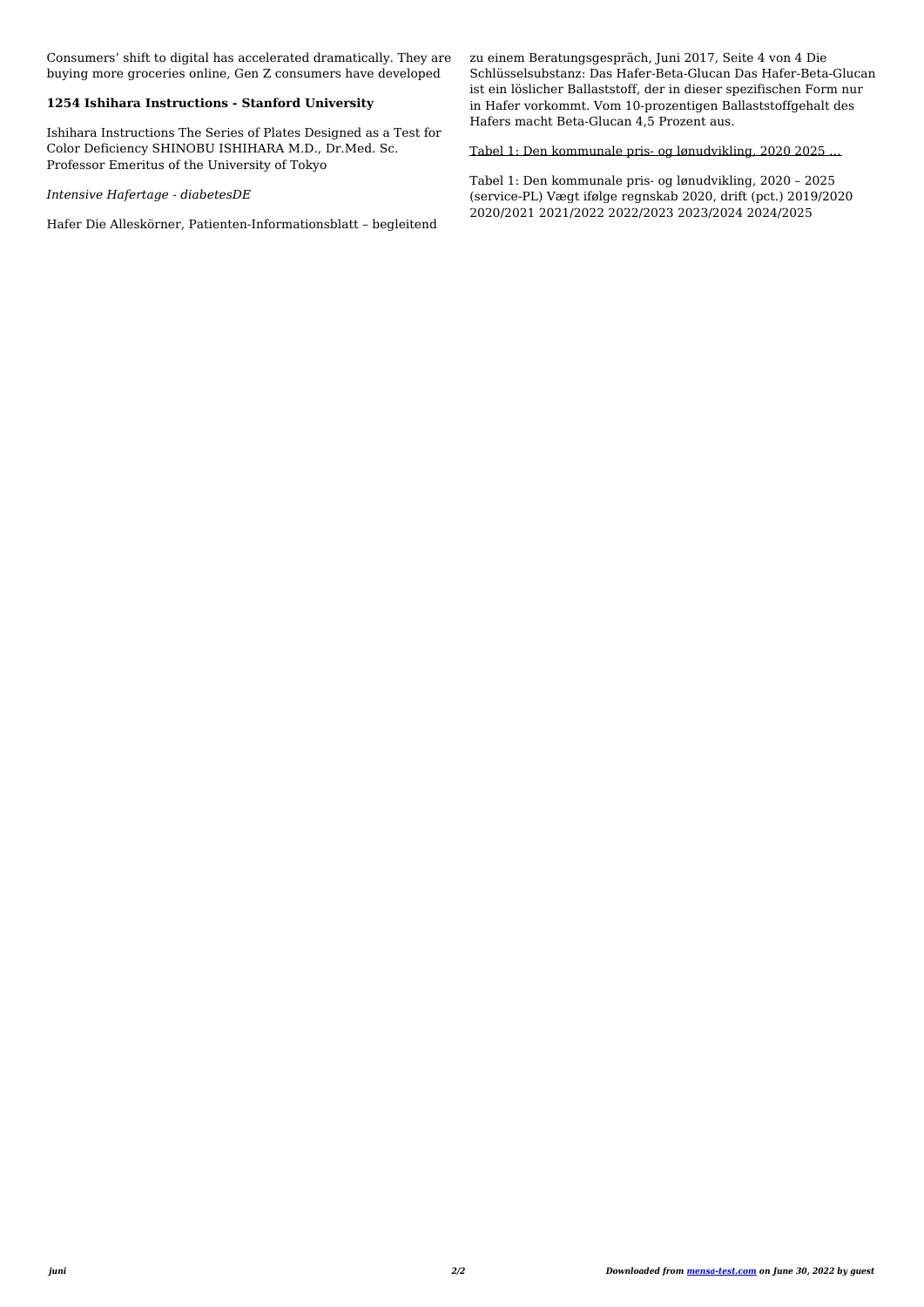Consumers' shift to digital has accelerated dramatically. They are buying more groceries online, Gen Z consumers have developed

**1254 Ishihara Instructions - Stanford University**

Ishihara Instructions The Series of Plates Designed as a Test for Color Deficiency SHINOBU ISHIHARA M.D., Dr.Med. Sc. Professor Emeritus of the University of Tokyo

*Intensive Hafertage - diabetesDE*

Hafer Die Alleskörner, Patienten-Informationsblatt – begleitend zu einem Beratungsgespräch, Juni 2017, Seite 4 von 4 Die Schlüsselsubstanz: Das Hafer-Beta-Glucan Das Hafer-Beta-Glucan ist ein löslicher Ballaststoff, der in dieser spezifischen Form nur in Hafer vorkommt. Vom 10-prozentigen Ballaststoffgehalt des Hafers macht Beta-Glucan 4,5 Prozent aus.

Tabel 1: Den kommunale pris- og lønudvikling, 2020 2025 …

Tabel 1: Den kommunale pris- og lønudvikling, 2020 – 2025 (service-PL) Vægt ifølge regnskab 2020, drift (pct.) 2019/2020 2020/2021 2021/2022 2022/2023 2023/2024 2024/2025